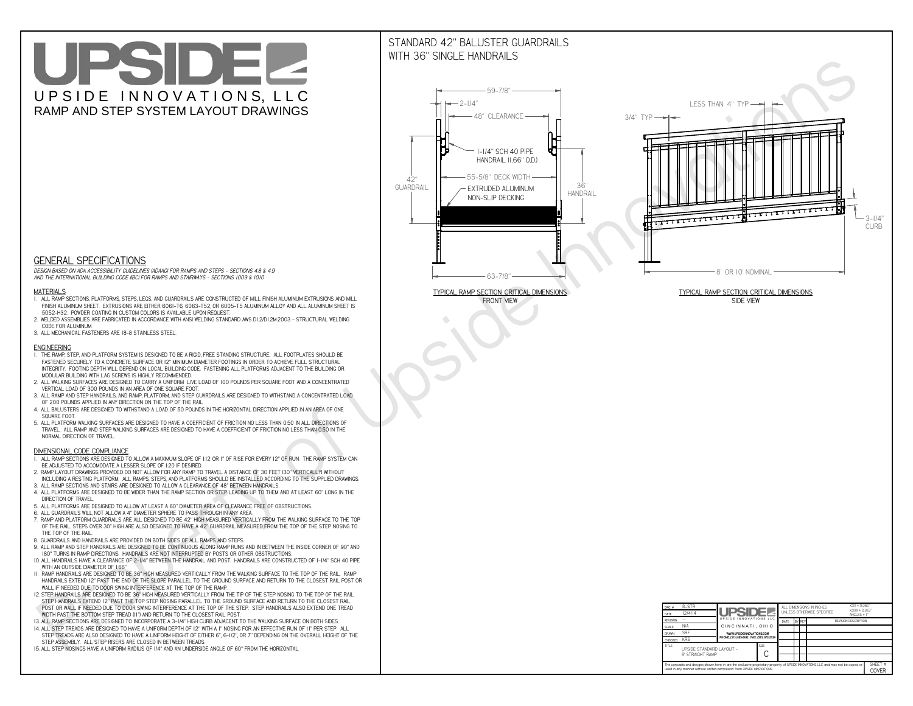# UPSIDE

UPSIDE INNOVATIONS, LLC

RAMP AND STEP SYSTEM LAYOUT DRAWINGS

## STANDARD 42" BALUSTER GUARDRAILS WITH 36" SINGLE HANDRAILS

59-7/8"
2-1/4"
48" CLEARANCE
1-1/4" SCH 40 PIPE HANDRAIL (1.66" O.D.)
55-5/8" DECK WIDTH
EXTRUDED ALUMINUM NON-SLIP DECKING
42" GUARDRAIL
36" HANDRAIL
63-7/8"

TYPICAL RAMP SECTION: CRITICAL DIMENSIONS
FRONT VIEW

LESS THAN 4" TYP
3/4" TYP
3-1/4" CURB
8' OR 10' NOMINAL

TYPICAL RAMP SECTION: CRITICAL DIMENSIONS
SIDE VIEW

## GENERAL SPECIFICATIONS

*DESIGN BASED ON ADA ACCESSIBILITY GUIDELINES (ADAAG) FOR RAMPS AND STEPS - SECTIONS 4.8 & 4.9 AND THE INTERNATIONAL BUILDING CODE (IBC) FOR RAMPS AND STAIRWAYS - SECTIONS 1009 & 1010*

### MATERIALS

1. ALL RAMP SECTIONS, PLATFORMS, STEPS, LEGS, AND GUARDRAILS ARE CONSTRUCTED OF MILL FINISH ALUMINUM EXTRUSIONS AND MILL FINISH ALUMINUM SHEET. EXTRUSIONS ARE EITHER 6061-T6, 6063-T52, OR 6005-T5 ALUMINUM ALLOY AND ALL ALUMINUM SHEET IS 5052-H32. POWDER COATING IN CUSTOM COLORS IS AVAILABLE UPON REQUEST.
2. WELDED ASSEMBLIES ARE FABRICATED IN ACCORDANCE WITH ANSI WELDING STANDARD AWS D1.2/D1.2M:2003 - STRUCTURAL WELDING CODE FOR ALUMINUM.
3. ALL MECHANICAL FASTENERS ARE 18-8 STAINLESS STEEL.

### ENGINEERING

1. THE RAMP, STEP, AND PLATFORM SYSTEM IS DESIGNED TO BE A RIGID, FREE STANDING STRUCTURE. ALL FOOTPLATES SHOULD BE FASTENED SECURELY TO A CONCRETE SURFACE OR 12" MINIMUM DIAMETER FOOTINGS IN ORDER TO ACHIEVE FULL STRUCTURAL INTEGRITY. FOOTING DEPTH WILL DEPEND ON LOCAL BUILDING CODE. FASTENING ALL PLATFORMS ADJACENT TO THE BUILDING OR MODULAR BUILDING WITH LAG SCREWS IS HIGHLY RECOMMENDED.
2. ALL WALKING SURFACES ARE DESIGNED TO CARRY A UNIFORM LIVE LOAD OF 100 POUNDS PER SQUARE FOOT AND A CONCENTRATED VERTICAL LOAD OF 300 POUNDS IN AN AREA OF ONE SQUARE FOOT.
3. ALL RAMP AND STEP HANDRAILS, AND RAMP, PLATFORM, AND STEP GUARDRAILS ARE DESIGNED TO WITHSTAND A CONCENTRATED LOAD OF 200 POUNDS APPLIED IN ANY DIRECTION ON THE TOP OF THE RAIL.
4. ALL BALUSTERS ARE DESIGNED TO WITHSTAND A LOAD OF 50 POUNDS IN THE HORIZONTAL DIRECTION APPLIED IN AN AREA OF ONE SQUARE FOOT.
5. ALL PLATFORM WALKING SURFACES ARE DESIGNED TO HAVE A COEFFICIENT OF FRICTION NO LESS THAN 0.50 IN ALL DIRECTIONS OF TRAVEL. ALL RAMP AND STEP WALKING SURFACES ARE DESIGNED TO HAVE A COEFFICIENT OF FRICTION NO LESS THAN 0.50 IN THE NORMAL DIRECTION OF TRAVEL.

### DIMENSIONAL CODE COMPLIANCE

1. ALL RAMP SECTIONS ARE DESIGNED TO ALLOW A MAXIMUM SLOPE OF 1:12 OR 1" OF RISE FOR EVERY 12" OF RUN. THE RAMP SYSTEM CAN BE ADJUSTED TO ACCOMODATE A LESSER SLOPE OF 1:20 IF DESIRED.
2. RAMP LAYOUT DRAWINGS PROVIDED DO NOT ALLOW FOR ANY RAMP TO TRAVEL A DISTANCE OF 30 FEET (30" VERTICALLY) WITHOUT INCLUDING A RESTING PLATFORM. ALL RAMPS, STEPS, AND PLATFORMS SHOULD BE INSTALLED ACCORDING TO THE SUPPLIED DRAWINGS.
3. ALL RAMP SECTIONS AND STAIRS ARE DESIGNED TO ALLOW A CLEARANCE OF 48" BETWEEN HANDRAILS.
4. ALL PLATFORMS ARE DESIGNED TO BE WIDER THAN THE RAMP SECTION OR STEP LEADING UP TO THEM AND AT LEAST 60" LONG IN THE DIRECTION OF TRAVEL.
5. ALL PLATFORMS ARE DESIGNED TO ALLOW AT LEAST A 60" DIAMETER AREA OF CLEARANCE FREE OF OBSTRUCTIONS.
6. ALL GUARDRAILS WILL NOT ALLOW A 4" DIAMETER SPHERE TO PASS THROUGH IN ANY AREA.
7. RAMP AND PLATFORM GUARDRAILS ARE ALL DESIGNED TO BE 42" HIGH MEASURED VERTICALLY FROM THE WALKING SURFACE TO THE TOP OF THE RAIL. STEPS OVER 30" HIGH ARE ALSO DESIGNED TO HAVE A 42" GUARDRAIL MEASURED FROM THE TOP OF THE STEP NOSING TO THE TOP OF THE RAIL.
8. GUARDRAILS AND HANDRAILS ARE PROVIDED ON BOTH SIDES OF ALL RAMPS AND STEPS.
9. ALL RAMP AND STEP HANDRAILS ARE DESIGNED TO BE CONTINUOUS ALONG RAMP RUNS AND IN BETWEEN THE INSIDE CORNER OF 90° AND 180° TURNS IN RAMP DIRECTIONS. HANDRAILS ARE NOT INTERRUPTED BY POSTS OR OTHER OBSTRUCTIONS.
10. ALL HANDRAILS HAVE A CLEARANCE OF 2-1/4" BETWEEN THE HANDRAIL AND POST. HANDRAILS ARE CONSTRUCTED OF 1-1/4" SCH 40 PIPE WITH AN OUTSIDE DIAMETER OF 1.66"
11. RAMP HANDRAILS ARE DESIGNED TO BE 36" HIGH MEASURED VERTICALLY FROM THE WALKING SURFACE TO THE TOP OF THE RAIL. RAMP HANDRAILS EXTEND 12" PAST THE END OF THE SLOPE PARALLEL TO THE GROUND SURFACE AND RETURN TO THE CLOSEST RAIL POST OR WALL IF NEEDED DUE TO DOOR SWING INTERFERENCE AT THE TOP OF THE RAMP.
12. STEP HANDRAILS ARE DESIGNED TO BE 36" HIGH MEASURED VERTICALLY FROM THE TIP OF THE STEP NOSING TO THE TOP OF THE RAIL. STEP HANDRAILS EXTEND 12" PAST THE TOP STEP NOSING PARALLEL TO THE GROUND SURFACE AND RETURN TO THE CLOSEST RAIL POST OR WALL IF NEEDED DUE TO DOOR SWING INTERFERENCE AT THE TOP OF THE STEP. STEP HANDRAILS ALSO EXTEND ONE TREAD WIDTH PAST THE BOTTOM STEP TREAD (11") AND RETURN TO THE CLOSEST RAIL POST.
13. ALL RAMP SECTIONS ARE DESIGNED TO INCORPORATE A 3-1/4" HIGH CURB ADJACENT TO THE WALKING SURFACE ON BOTH SIDES.
14. ALL STEP TREADS ARE DESIGNED TO HAVE A UNIFORM DEPTH OF 12" WITH A 1" NOSING FOR AN EFFECTIVE RUN OF 11" PER STEP. ALL STEP TREADS ARE ALSO DESIGNED TO HAVE A UNIFORM HEIGHT OF EITHER 6", 6-1/2", OR 7" DEPENDING ON THE OVERALL HEIGHT OF THE STEP ASSEMBLY. ALL STEP RISERS ARE CLOSED IN BETWEEN TREADS.
15. ALL STEP NOSINGS HAVE A UNIFORM RADIUS OF 1/4" AND AN UNDERSIDE ANGLE OF 60° FROM THE HORIZONTAL.

| | | | |
|---|---|---|---|
| DWG # | 8_STR | UPSIDE INNOVATIONS LLC<br>CINCINNATI, OHIO<br>WWW.UPSIDEINNOVATIONS.COM<br>PHONE: (513) 889-2492 FAX: (513) 672-2124 | ALL DIMENSIONS IN INCHES UNLESS OTHERWISE SPECIFIED<br>X.XX ± 0.060"<br>X.XXX ± 0.015"<br>ANGLES ± 1° |
| DATE | 12/4/14 | | DATE / BY / REV / REVISION DESCRIPTION |
| REVISION | --- | | |
| SCALE | N/A | | |
| DRAWN | SRF | | |
| CHECKED | KRS | | |
| TITLE | UPSIDE STANDARD LAYOUT - 8' STRAIGHT RAMP | SIZE C | |

The concepts and designs shown here-in are the exclusive proprietary property of UPSIDE INNOVATIONS LLC. and may not be copied or used in any manner without written permission from UPSIDE INNOVATIONS.

SHEET # COVER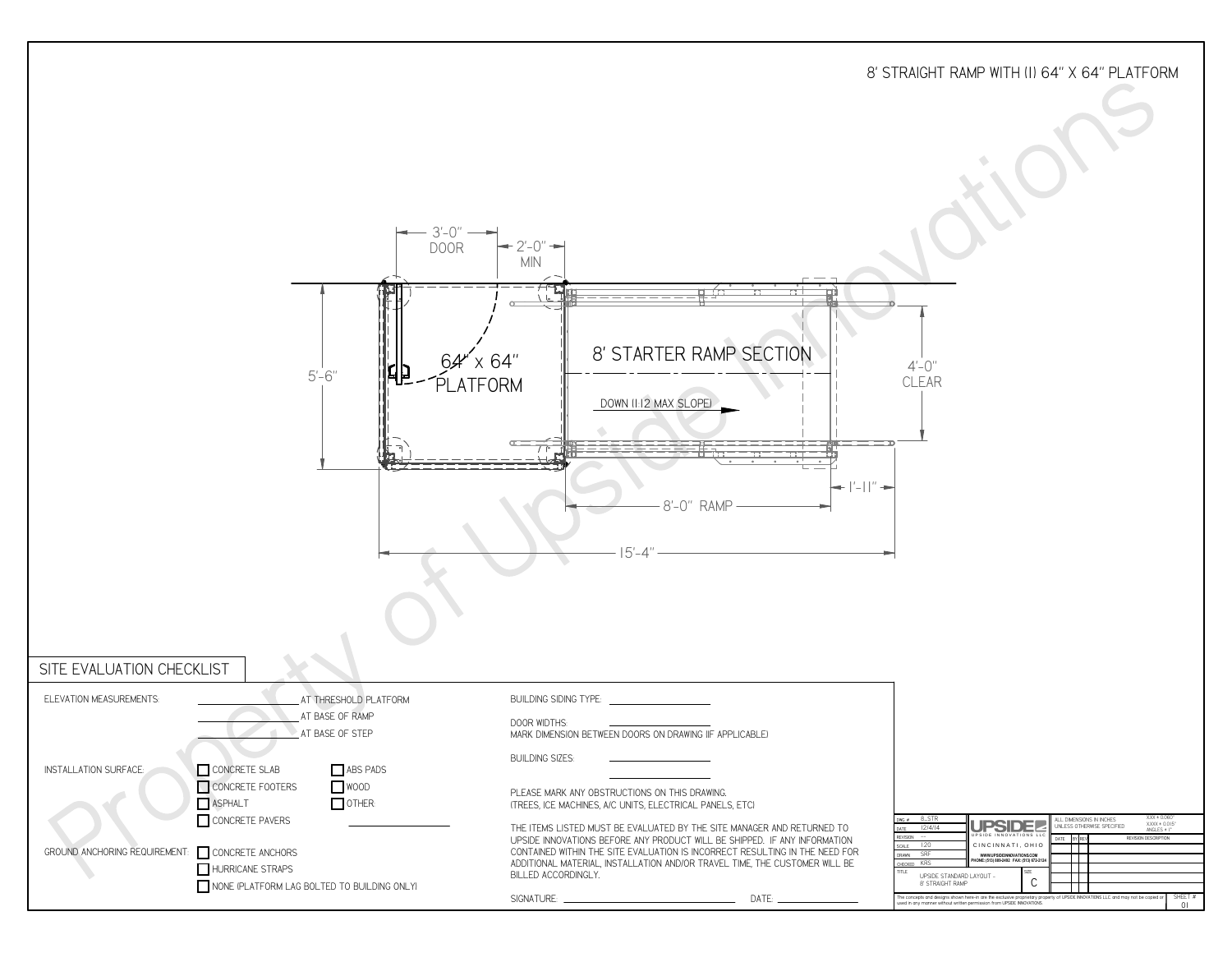# 8' STRAIGHT RAMP WITH (1) 64" X 64" PLATFORM

3'-0" DOOR

2'-0" MIN

5'-6"

64" x 64" PLATFORM

8' STARTER RAMP SECTION

DOWN (1:12 MAX SLOPE)

4'-0" CLEAR

1'-11"

8'-0" RAMP

15'-4"

## SITE EVALUATION CHECKLIST

ELEVATION MEASUREMENTS: ____________ AT THRESHOLD PLATFORM

____________ AT BASE OF RAMP

____________ AT BASE OF STEP

INSTALLATION SURFACE:

- ☐ CONCRETE SLAB
- ☐ CONCRETE FOOTERS
- ☐ ASPHALT
- ☐ CONCRETE PAVERS
- ☐ ABS PADS
- ☐ WOOD
- ☐ OTHER ____________

GROUND ANCHORING REQUIREMENT:

- ☐ CONCRETE ANCHORS
- ☐ HURRICANE STRAPS
- ☐ NONE (PLATFORM LAG BOLTED TO BUILDING ONLY)

BUILDING SIDING TYPE: ____________

DOOR WIDTHS: ____________

MARK DIMENSION BETWEEN DOORS ON DRAWING (IF APPLICABLE)

BUILDING SIZES: ____________

____________

PLEASE MARK ANY OBSTRUCTIONS ON THIS DRAWING.
(TREES, ICE MACHINES, A/C UNITS, ELECTRICAL PANELS, ETC)

THE ITEMS LISTED MUST BE EVALUATED BY THE SITE MANAGER AND RETURNED TO UPSIDE INNOVATIONS BEFORE ANY PRODUCT WILL BE SHIPPED. IF ANY INFORMATION CONTAINED WITHIN THE SITE EVALUATION IS INCORRECT RESULTING IN THE NEED FOR ADDITIONAL MATERIAL, INSTALLATION AND/OR TRAVEL TIME, THE CUSTOMER WILL BE BILLED ACCORDINGLY.

SIGNATURE: ____________ DATE: ____________

| | |
|---|---|
| DWG # | 8_STR |
| DATE | 12/4/14 |
| REVISION | --- |
| SCALE | 1:20 |
| DRAWN | SRF |
| CHECKED | KRS |
| TITLE | UPSIDE STANDARD LAYOUT - 8' STRAIGHT RAMP |
| SIZE | C |

UPSIDE INNOVATIONS LLC
CINCINNATI, OHIO
WWW.UPSIDEINNOVATIONS.COM
PHONE: (513) 889-2492 FAX: (513) 672-2124

ALL DIMENSIONS IN INCHES UNLESS OTHERWISE SPECIFIED
X.XX ± 0.060"
X.XXX ± 0.015"
ANGLES ± 1°

| DATE | BY | REV | REVISION DESCRIPTION |
|---|---|---|---|

The concepts and designs shown here-in are the exclusive proprietary property of UPSIDE INNOVATIONS LLC and may not be copied or used in any manner without written permission from UPSIDE INNOVATIONS.

SHEET # 01